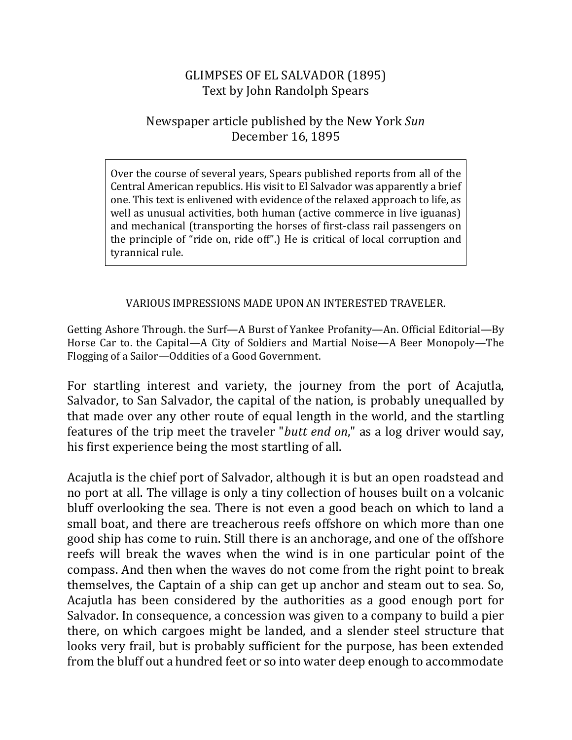# GLIMPSES OF EL SALVADOR (1895)
Text by John Randolph Spears

Newspaper article published by the New York *Sun*
December 16, 1895

> Over the course of several years, Spears published reports from all of the Central American republics. His visit to El Salvador was apparently a brief one. This text is enlivened with evidence of the relaxed approach to life, as well as unusual activities, both human (active commerce in live iguanas) and mechanical (transporting the horses of first-class rail passengers on the principle of "ride on, ride off".) He is critical of local corruption and tyrannical rule.

## VARIOUS IMPRESSIONS MADE UPON AN INTERESTED TRAVELER.

Getting Ashore Through. the Surf—A Burst of Yankee Profanity—An. Official Editorial—By Horse Car to. the Capital—A City of Soldiers and Martial Noise—A Beer Monopoly—The Flogging of a Sailor—Oddities of a Good Government.

For startling interest and variety, the journey from the port of Acajutla, Salvador, to San Salvador, the capital of the nation, is probably unequalled by that made over any other route of equal length in the world, and the startling features of the trip meet the traveler "*butt end on*," as a log driver would say, his first experience being the most startling of all.

Acajutla is the chief port of Salvador, although it is but an open roadstead and no port at all. The village is only a tiny collection of houses built on a volcanic bluff overlooking the sea. There is not even a good beach on which to land a small boat, and there are treacherous reefs offshore on which more than one good ship has come to ruin. Still there is an anchorage, and one of the offshore reefs will break the waves when the wind is in one particular point of the compass. And then when the waves do not come from the right point to break themselves, the Captain of a ship can get up anchor and steam out to sea. So, Acajutla has been considered by the authorities as a good enough port for Salvador. In consequence, a concession was given to a company to build a pier there, on which cargoes might be landed, and a slender steel structure that looks very frail, but is probably sufficient for the purpose, has been extended from the bluff out a hundred feet or so into water deep enough to accommodate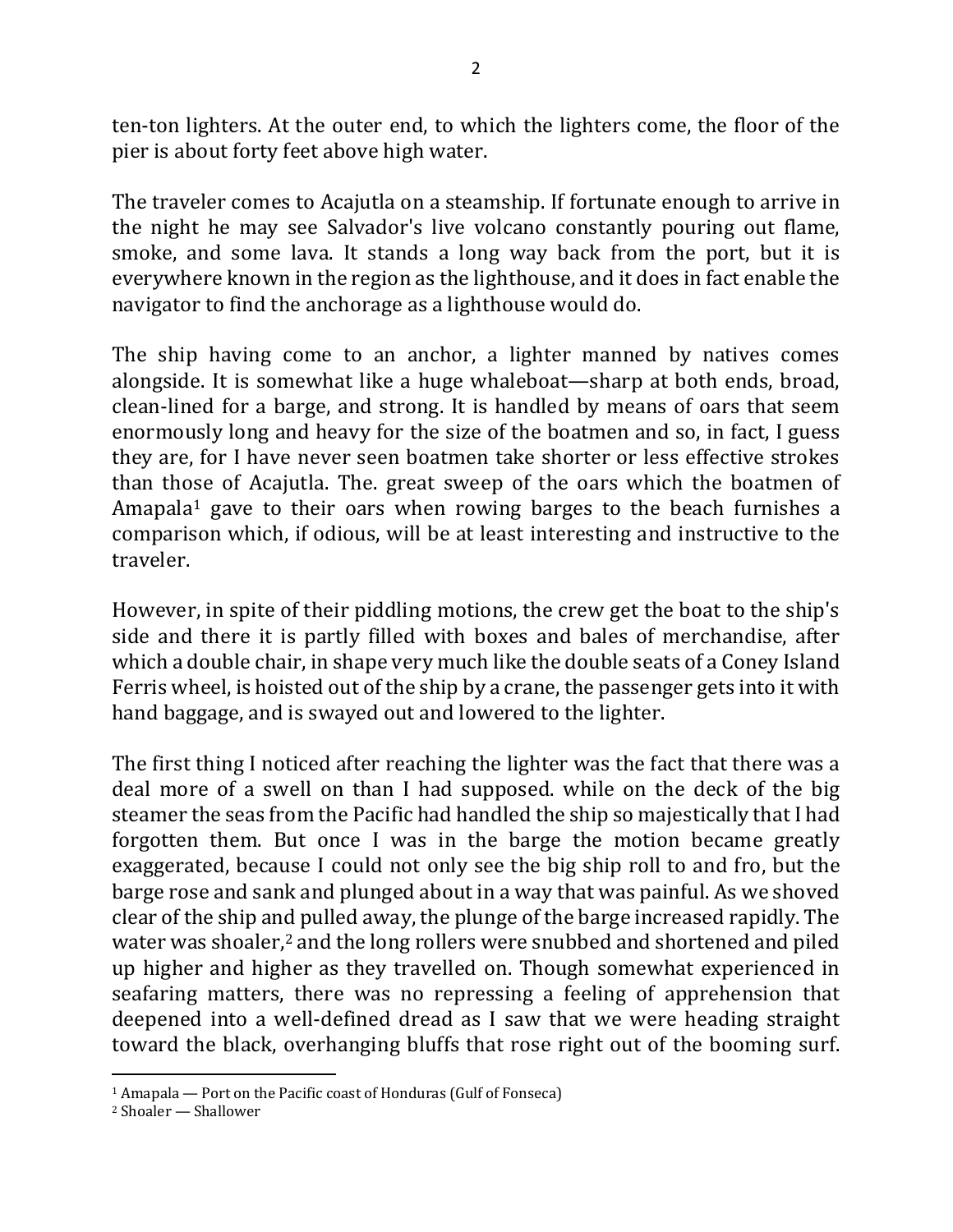ten-ton lighters. At the outer end, to which the lighters come, the floor of the pier is about forty feet above high water.

The traveler comes to Acajutla on a steamship. If fortunate enough to arrive in the night he may see Salvador's live volcano constantly pouring out flame, smoke, and some lava. It stands a long way back from the port, but it is everywhere known in the region as the lighthouse, and it does in fact enable the navigator to find the anchorage as a lighthouse would do.

The ship having come to an anchor, a lighter manned by natives comes alongside. It is somewhat like a huge whaleboat—sharp at both ends, broad, clean-lined for a barge, and strong. It is handled by means of oars that seem enormously long and heavy for the size of the boatmen and so, in fact, I guess they are, for I have never seen boatmen take shorter or less effective strokes than those of Acajutla. The. great sweep of the oars which the boatmen of Amapala[1] gave to their oars when rowing barges to the beach furnishes a comparison which, if odious, will be at least interesting and instructive to the traveler.

However, in spite of their piddling motions, the crew get the boat to the ship's side and there it is partly filled with boxes and bales of merchandise, after which a double chair, in shape very much like the double seats of a Coney Island Ferris wheel, is hoisted out of the ship by a crane, the passenger gets into it with hand baggage, and is swayed out and lowered to the lighter.

The first thing I noticed after reaching the lighter was the fact that there was a deal more of a swell on than I had supposed. while on the deck of the big steamer the seas from the Pacific had handled the ship so majestically that I had forgotten them. But once I was in the barge the motion became greatly exaggerated, because I could not only see the big ship roll to and fro, but the barge rose and sank and plunged about in a way that was painful. As we shoved clear of the ship and pulled away, the plunge of the barge increased rapidly. The water was shoaler,[2] and the long rollers were snubbed and shortened and piled up higher and higher as they travelled on. Though somewhat experienced in seafaring matters, there was no repressing a feeling of apprehension that deepened into a well-defined dread as I saw that we were heading straight toward the black, overhanging bluffs that rose right out of the booming surf.

---

[1] Amapala — Port on the Pacific coast of Honduras (Gulf of Fonseca)

[2] Shoaler — Shallower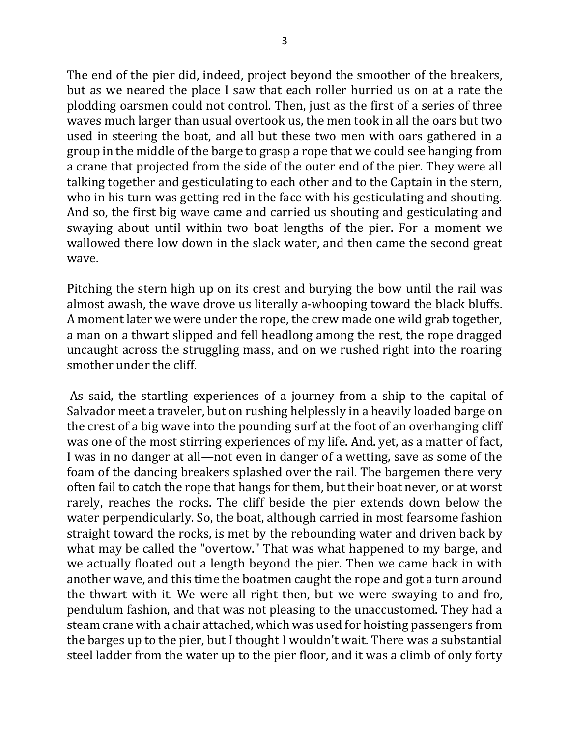The end of the pier did, indeed, project beyond the smoother of the breakers, but as we neared the place I saw that each roller hurried us on at a rate the plodding oarsmen could not control. Then, just as the first of a series of three waves much larger than usual overtook us, the men took in all the oars but two used in steering the boat, and all but these two men with oars gathered in a group in the middle of the barge to grasp a rope that we could see hanging from a crane that projected from the side of the outer end of the pier. They were all talking together and gesticulating to each other and to the Captain in the stern, who in his turn was getting red in the face with his gesticulating and shouting. And so, the first big wave came and carried us shouting and gesticulating and swaying about until within two boat lengths of the pier. For a moment we wallowed there low down in the slack water, and then came the second great wave.

Pitching the stern high up on its crest and burying the bow until the rail was almost awash, the wave drove us literally a-whooping toward the black bluffs. A moment later we were under the rope, the crew made one wild grab together, a man on a thwart slipped and fell headlong among the rest, the rope dragged uncaught across the struggling mass, and on we rushed right into the roaring smother under the cliff.

As said, the startling experiences of a journey from a ship to the capital of Salvador meet a traveler, but on rushing helplessly in a heavily loaded barge on the crest of a big wave into the pounding surf at the foot of an overhanging cliff was one of the most stirring experiences of my life. And. yet, as a matter of fact, I was in no danger at all—not even in danger of a wetting, save as some of the foam of the dancing breakers splashed over the rail. The bargemen there very often fail to catch the rope that hangs for them, but their boat never, or at worst rarely, reaches the rocks. The cliff beside the pier extends down below the water perpendicularly. So, the boat, although carried in most fearsome fashion straight toward the rocks, is met by the rebounding water and driven back by what may be called the "overtow." That was what happened to my barge, and we actually floated out a length beyond the pier. Then we came back in with another wave, and this time the boatmen caught the rope and got a turn around the thwart with it. We were all right then, but we were swaying to and fro, pendulum fashion, and that was not pleasing to the unaccustomed. They had a steam crane with a chair attached, which was used for hoisting passengers from the barges up to the pier, but I thought I wouldn't wait. There was a substantial steel ladder from the water up to the pier floor, and it was a climb of only forty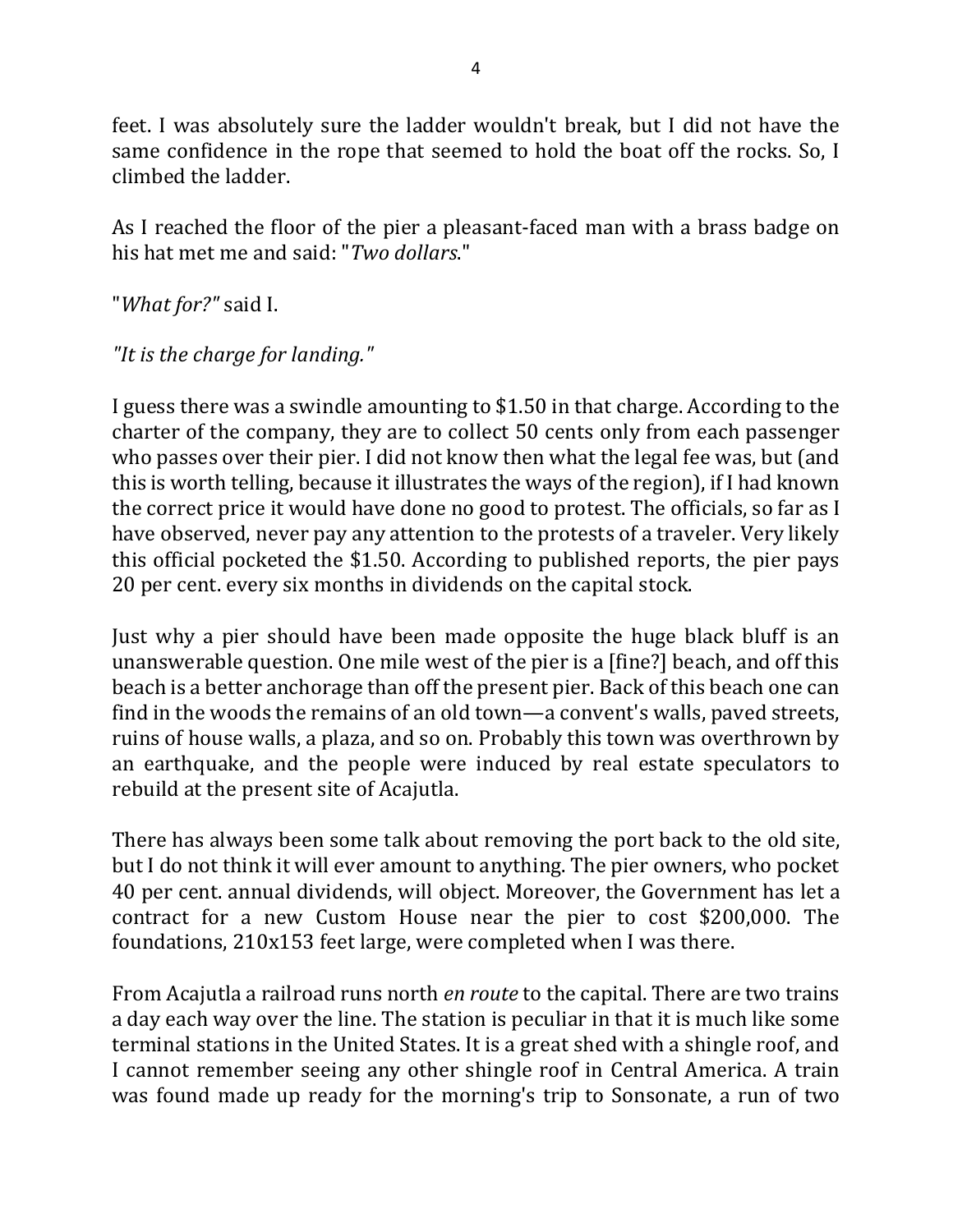feet. I was absolutely sure the ladder wouldn't break, but I did not have the same confidence in the rope that seemed to hold the boat off the rocks. So, I climbed the ladder.

As I reached the floor of the pier a pleasant-faced man with a brass badge on his hat met me and said: "*Two dollars*."

"*What for?"* said I.

*"It is the charge for landing."*

I guess there was a swindle amounting to $1.50 in that charge. According to the charter of the company, they are to collect 50 cents only from each passenger who passes over their pier. I did not know then what the legal fee was, but (and this is worth telling, because it illustrates the ways of the region), if I had known the correct price it would have done no good to protest. The officials, so far as I have observed, never pay any attention to the protests of a traveler. Very likely this official pocketed the $1.50. According to published reports, the pier pays 20 per cent. every six months in dividends on the capital stock.

Just why a pier should have been made opposite the huge black bluff is an unanswerable question. One mile west of the pier is a [fine?] beach, and off this beach is a better anchorage than off the present pier. Back of this beach one can find in the woods the remains of an old town—a convent's walls, paved streets, ruins of house walls, a plaza, and so on. Probably this town was overthrown by an earthquake, and the people were induced by real estate speculators to rebuild at the present site of Acajutla.

There has always been some talk about removing the port back to the old site, but I do not think it will ever amount to anything. The pier owners, who pocket 40 per cent. annual dividends, will object. Moreover, the Government has let a contract for a new Custom House near the pier to cost $200,000. The foundations, 210x153 feet large, were completed when I was there.

From Acajutla a railroad runs north *en route* to the capital. There are two trains a day each way over the line. The station is peculiar in that it is much like some terminal stations in the United States. It is a great shed with a shingle roof, and I cannot remember seeing any other shingle roof in Central America. A train was found made up ready for the morning's trip to Sonsonate, a run of two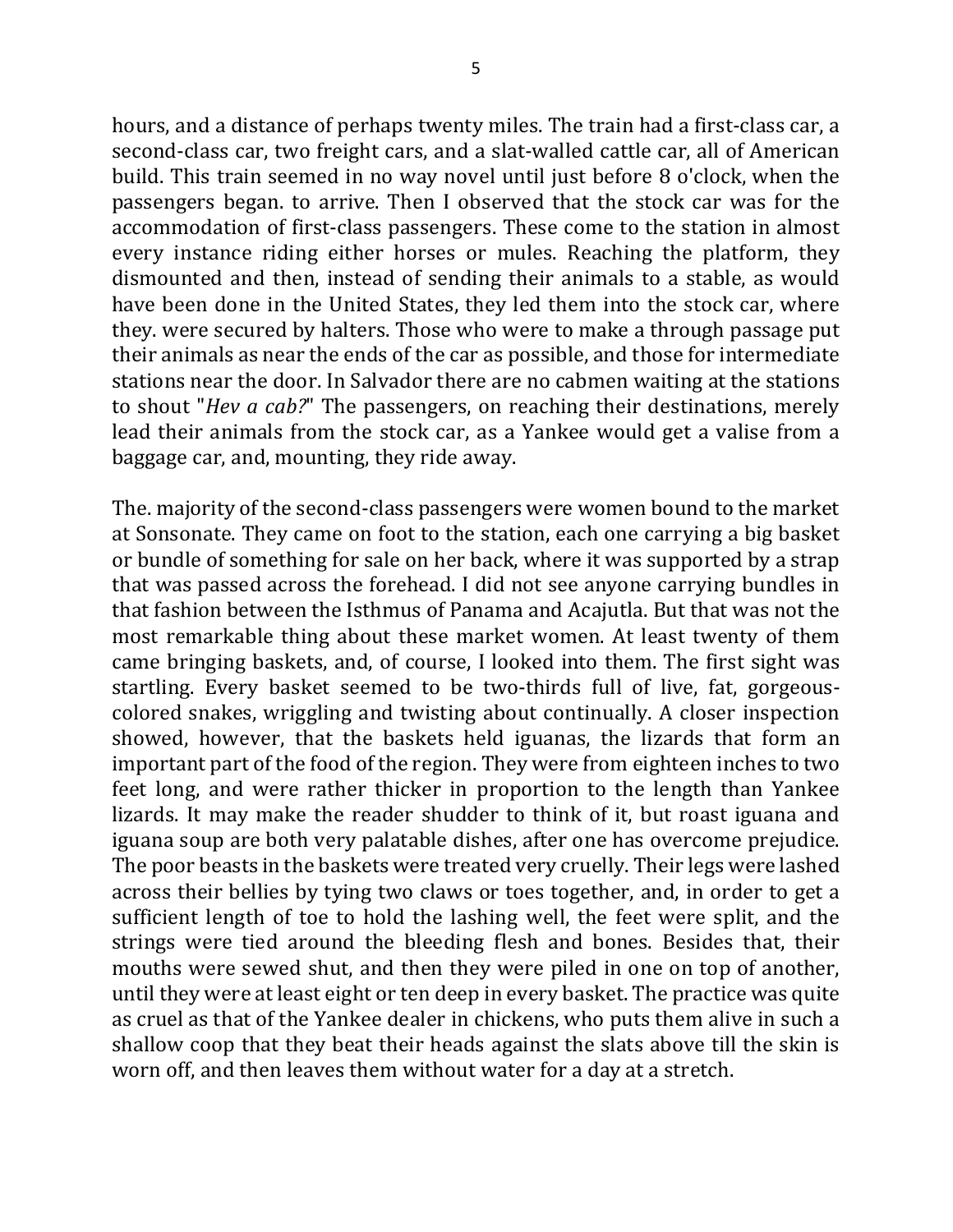hours, and a distance of perhaps twenty miles. The train had a first-class car, a second-class car, two freight cars, and a slat-walled cattle car, all of American build. This train seemed in no way novel until just before 8 o'clock, when the passengers began. to arrive. Then I observed that the stock car was for the accommodation of first-class passengers. These come to the station in almost every instance riding either horses or mules. Reaching the platform, they dismounted and then, instead of sending their animals to a stable, as would have been done in the United States, they led them into the stock car, where they. were secured by halters. Those who were to make a through passage put their animals as near the ends of the car as possible, and those for intermediate stations near the door. In Salvador there are no cabmen waiting at the stations to shout "*Hev a cab?*" The passengers, on reaching their destinations, merely lead their animals from the stock car, as a Yankee would get a valise from a baggage car, and, mounting, they ride away.

The. majority of the second-class passengers were women bound to the market at Sonsonate. They came on foot to the station, each one carrying a big basket or bundle of something for sale on her back, where it was supported by a strap that was passed across the forehead. I did not see anyone carrying bundles in that fashion between the Isthmus of Panama and Acajutla. But that was not the most remarkable thing about these market women. At least twenty of them came bringing baskets, and, of course, I looked into them. The first sight was startling. Every basket seemed to be two-thirds full of live, fat, gorgeous-colored snakes, wriggling and twisting about continually. A closer inspection showed, however, that the baskets held iguanas, the lizards that form an important part of the food of the region. They were from eighteen inches to two feet long, and were rather thicker in proportion to the length than Yankee lizards. It may make the reader shudder to think of it, but roast iguana and iguana soup are both very palatable dishes, after one has overcome prejudice. The poor beasts in the baskets were treated very cruelly. Their legs were lashed across their bellies by tying two claws or toes together, and, in order to get a sufficient length of toe to hold the lashing well, the feet were split, and the strings were tied around the bleeding flesh and bones. Besides that, their mouths were sewed shut, and then they were piled in one on top of another, until they were at least eight or ten deep in every basket. The practice was quite as cruel as that of the Yankee dealer in chickens, who puts them alive in such a shallow coop that they beat their heads against the slats above till the skin is worn off, and then leaves them without water for a day at a stretch.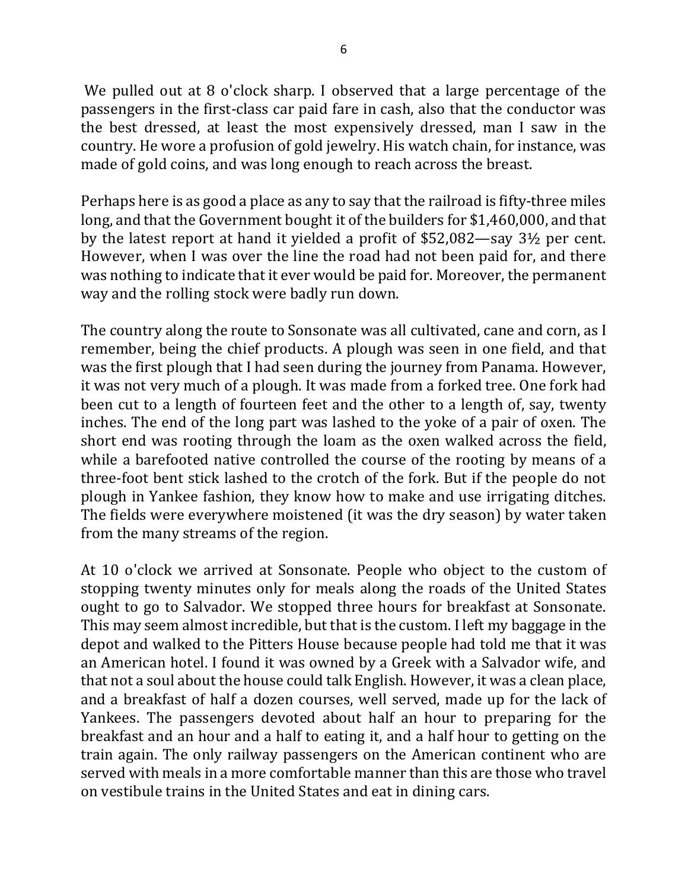We pulled out at 8 o'clock sharp. I observed that a large percentage of the passengers in the first-class car paid fare in cash, also that the conductor was the best dressed, at least the most expensively dressed, man I saw in the country. He wore a profusion of gold jewelry. His watch chain, for instance, was made of gold coins, and was long enough to reach across the breast.

Perhaps here is as good a place as any to say that the railroad is fifty-three miles long, and that the Government bought it of the builders for $1,460,000, and that by the latest report at hand it yielded a profit of $52,082—say 3½ per cent. However, when I was over the line the road had not been paid for, and there was nothing to indicate that it ever would be paid for. Moreover, the permanent way and the rolling stock were badly run down.

The country along the route to Sonsonate was all cultivated, cane and corn, as I remember, being the chief products. A plough was seen in one field, and that was the first plough that I had seen during the journey from Panama. However, it was not very much of a plough. It was made from a forked tree. One fork had been cut to a length of fourteen feet and the other to a length of, say, twenty inches. The end of the long part was lashed to the yoke of a pair of oxen. The short end was rooting through the loam as the oxen walked across the field, while a barefooted native controlled the course of the rooting by means of a three-foot bent stick lashed to the crotch of the fork. But if the people do not plough in Yankee fashion, they know how to make and use irrigating ditches. The fields were everywhere moistened (it was the dry season) by water taken from the many streams of the region.

At 10 o'clock we arrived at Sonsonate. People who object to the custom of stopping twenty minutes only for meals along the roads of the United States ought to go to Salvador. We stopped three hours for breakfast at Sonsonate. This may seem almost incredible, but that is the custom. I left my baggage in the depot and walked to the Pitters House because people had told me that it was an American hotel. I found it was owned by a Greek with a Salvador wife, and that not a soul about the house could talk English. However, it was a clean place, and a breakfast of half a dozen courses, well served, made up for the lack of Yankees. The passengers devoted about half an hour to preparing for the breakfast and an hour and a half to eating it, and a half hour to getting on the train again. The only railway passengers on the American continent who are served with meals in a more comfortable manner than this are those who travel on vestibule trains in the United States and eat in dining cars.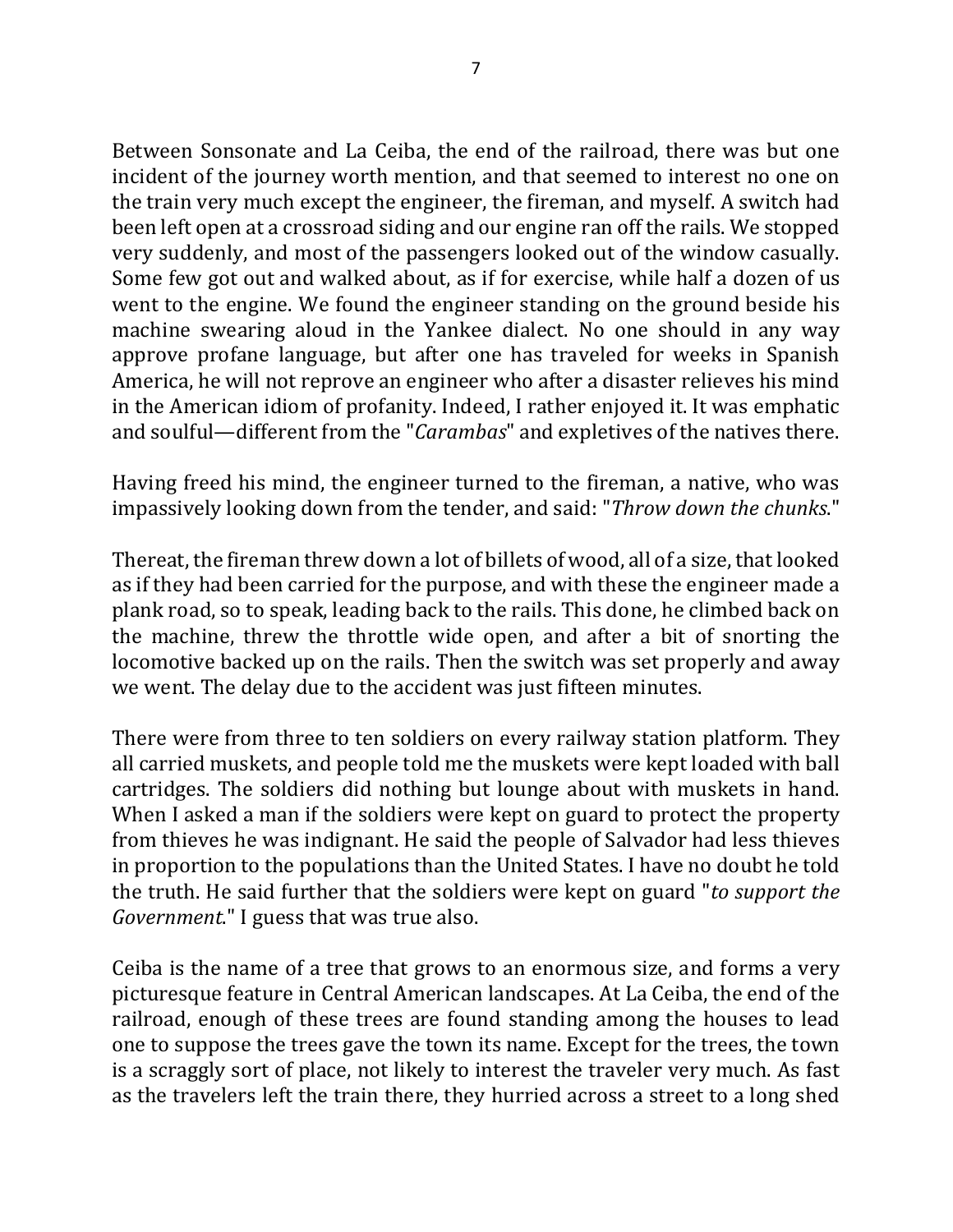Between Sonsonate and La Ceiba, the end of the railroad, there was but one incident of the journey worth mention, and that seemed to interest no one on the train very much except the engineer, the fireman, and myself. A switch had been left open at a crossroad siding and our engine ran off the rails. We stopped very suddenly, and most of the passengers looked out of the window casually. Some few got out and walked about, as if for exercise, while half a dozen of us went to the engine. We found the engineer standing on the ground beside his machine swearing aloud in the Yankee dialect. No one should in any way approve profane language, but after one has traveled for weeks in Spanish America, he will not reprove an engineer who after a disaster relieves his mind in the American idiom of profanity. Indeed, I rather enjoyed it. It was emphatic and soulful—different from the "*Carambas*" and expletives of the natives there.

Having freed his mind, the engineer turned to the fireman, a native, who was impassively looking down from the tender, and said: "*Throw down the chunks*."

Thereat, the fireman threw down a lot of billets of wood, all of a size, that looked as if they had been carried for the purpose, and with these the engineer made a plank road, so to speak, leading back to the rails. This done, he climbed back on the machine, threw the throttle wide open, and after a bit of snorting the locomotive backed up on the rails. Then the switch was set properly and away we went. The delay due to the accident was just fifteen minutes.

There were from three to ten soldiers on every railway station platform. They all carried muskets, and people told me the muskets were kept loaded with ball cartridges. The soldiers did nothing but lounge about with muskets in hand. When I asked a man if the soldiers were kept on guard to protect the property from thieves he was indignant. He said the people of Salvador had less thieves in proportion to the populations than the United States. I have no doubt he told the truth. He said further that the soldiers were kept on guard "*to support the Government*." I guess that was true also.

Ceiba is the name of a tree that grows to an enormous size, and forms a very picturesque feature in Central American landscapes. At La Ceiba, the end of the railroad, enough of these trees are found standing among the houses to lead one to suppose the trees gave the town its name. Except for the trees, the town is a scraggly sort of place, not likely to interest the traveler very much. As fast as the travelers left the train there, they hurried across a street to a long shed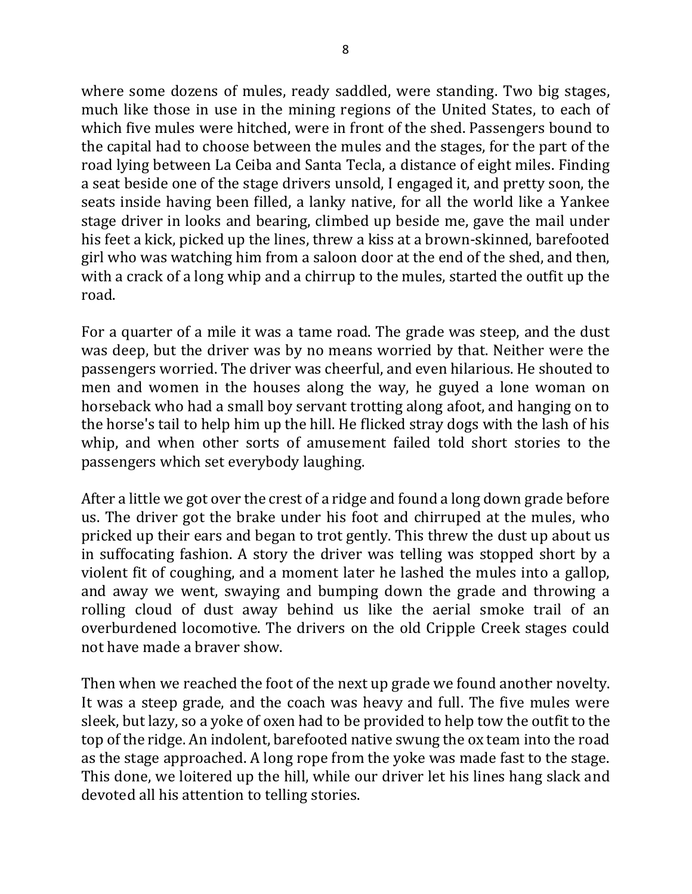where some dozens of mules, ready saddled, were standing. Two big stages, much like those in use in the mining regions of the United States, to each of which five mules were hitched, were in front of the shed. Passengers bound to the capital had to choose between the mules and the stages, for the part of the road lying between La Ceiba and Santa Tecla, a distance of eight miles. Finding a seat beside one of the stage drivers unsold, I engaged it, and pretty soon, the seats inside having been filled, a lanky native, for all the world like a Yankee stage driver in looks and bearing, climbed up beside me, gave the mail under his feet a kick, picked up the lines, threw a kiss at a brown-skinned, barefooted girl who was watching him from a saloon door at the end of the shed, and then, with a crack of a long whip and a chirrup to the mules, started the outfit up the road.

For a quarter of a mile it was a tame road. The grade was steep, and the dust was deep, but the driver was by no means worried by that. Neither were the passengers worried. The driver was cheerful, and even hilarious. He shouted to men and women in the houses along the way, he guyed a lone woman on horseback who had a small boy servant trotting along afoot, and hanging on to the horse's tail to help him up the hill. He flicked stray dogs with the lash of his whip, and when other sorts of amusement failed told short stories to the passengers which set everybody laughing.

After a little we got over the crest of a ridge and found a long down grade before us. The driver got the brake under his foot and chirruped at the mules, who pricked up their ears and began to trot gently. This threw the dust up about us in suffocating fashion. A story the driver was telling was stopped short by a violent fit of coughing, and a moment later he lashed the mules into a gallop, and away we went, swaying and bumping down the grade and throwing a rolling cloud of dust away behind us like the aerial smoke trail of an overburdened locomotive. The drivers on the old Cripple Creek stages could not have made a braver show.

Then when we reached the foot of the next up grade we found another novelty. It was a steep grade, and the coach was heavy and full. The five mules were sleek, but lazy, so a yoke of oxen had to be provided to help tow the outfit to the top of the ridge. An indolent, barefooted native swung the ox team into the road as the stage approached. A long rope from the yoke was made fast to the stage. This done, we loitered up the hill, while our driver let his lines hang slack and devoted all his attention to telling stories.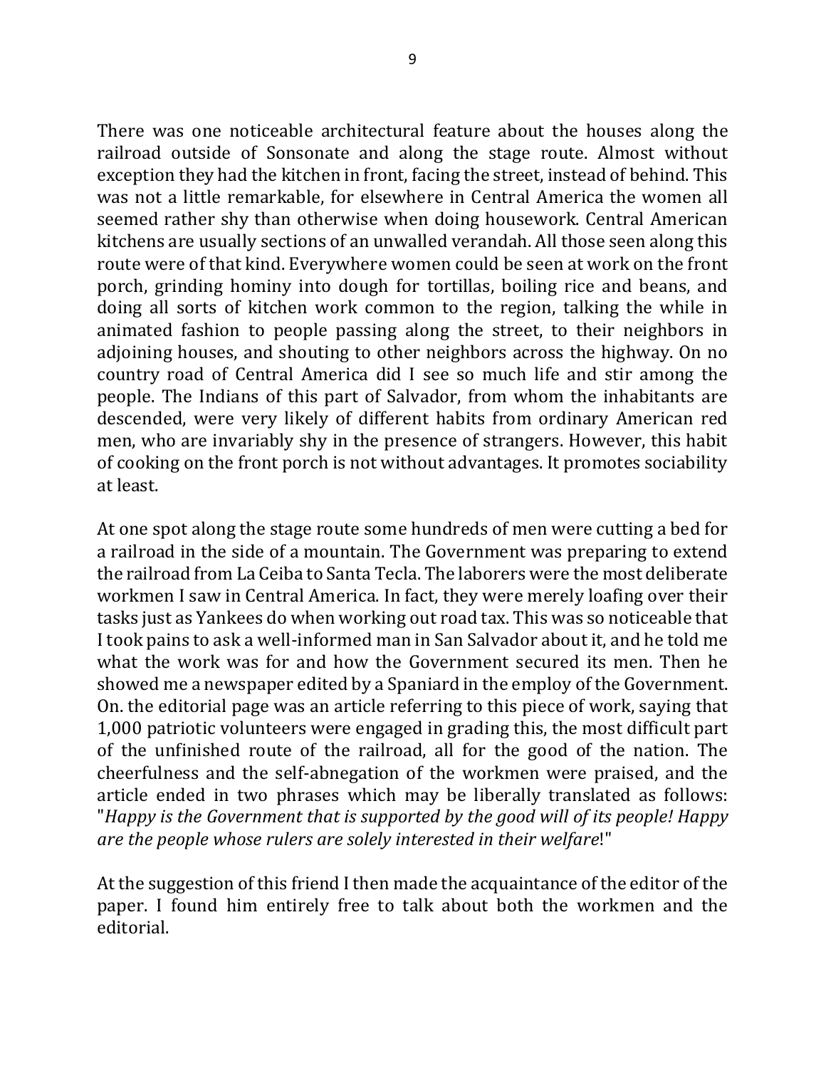There was one noticeable architectural feature about the houses along the railroad outside of Sonsonate and along the stage route. Almost without exception they had the kitchen in front, facing the street, instead of behind. This was not a little remarkable, for elsewhere in Central America the women all seemed rather shy than otherwise when doing housework. Central American kitchens are usually sections of an unwalled verandah. All those seen along this route were of that kind. Everywhere women could be seen at work on the front porch, grinding hominy into dough for tortillas, boiling rice and beans, and doing all sorts of kitchen work common to the region, talking the while in animated fashion to people passing along the street, to their neighbors in adjoining houses, and shouting to other neighbors across the highway. On no country road of Central America did I see so much life and stir among the people. The Indians of this part of Salvador, from whom the inhabitants are descended, were very likely of different habits from ordinary American red men, who are invariably shy in the presence of strangers. However, this habit of cooking on the front porch is not without advantages. It promotes sociability at least.

At one spot along the stage route some hundreds of men were cutting a bed for a railroad in the side of a mountain. The Government was preparing to extend the railroad from La Ceiba to Santa Tecla. The laborers were the most deliberate workmen I saw in Central America. In fact, they were merely loafing over their tasks just as Yankees do when working out road tax. This was so noticeable that I took pains to ask a well-informed man in San Salvador about it, and he told me what the work was for and how the Government secured its men. Then he showed me a newspaper edited by a Spaniard in the employ of the Government. On. the editorial page was an article referring to this piece of work, saying that 1,000 patriotic volunteers were engaged in grading this, the most difficult part of the unfinished route of the railroad, all for the good of the nation. The cheerfulness and the self-abnegation of the workmen were praised, and the article ended in two phrases which may be liberally translated as follows: "*Happy is the Government that is supported by the good will of its people! Happy are the people whose rulers are solely interested in their welfare*!"

At the suggestion of this friend I then made the acquaintance of the editor of the paper. I found him entirely free to talk about both the workmen and the editorial.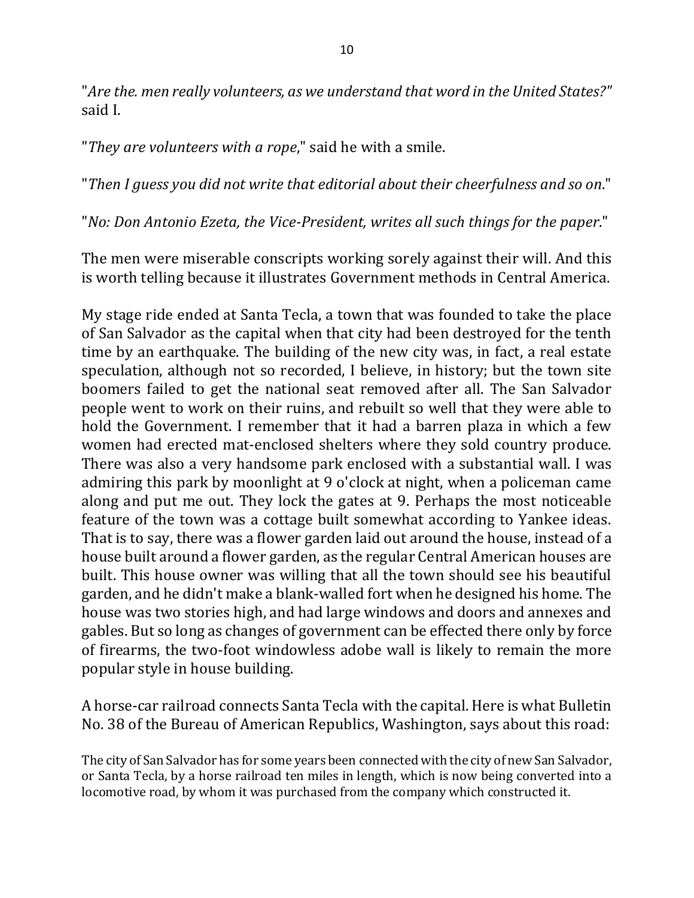"*Are the. men really volunteers, as we understand that word in the United States?*" said I.

"*They are volunteers with a rope*," said he with a smile.

"*Then I guess you did not write that editorial about their cheerfulness and so on*."

"*No: Don Antonio Ezeta, the Vice-President, writes all such things for the paper*."

The men were miserable conscripts working sorely against their will. And this is worth telling because it illustrates Government methods in Central America.

My stage ride ended at Santa Tecla, a town that was founded to take the place of San Salvador as the capital when that city had been destroyed for the tenth time by an earthquake. The building of the new city was, in fact, a real estate speculation, although not so recorded, I believe, in history; but the town site boomers failed to get the national seat removed after all. The San Salvador people went to work on their ruins, and rebuilt so well that they were able to hold the Government. I remember that it had a barren plaza in which a few women had erected mat-enclosed shelters where they sold country produce. There was also a very handsome park enclosed with a substantial wall. I was admiring this park by moonlight at 9 o'clock at night, when a policeman came along and put me out. They lock the gates at 9. Perhaps the most noticeable feature of the town was a cottage built somewhat according to Yankee ideas. That is to say, there was a flower garden laid out around the house, instead of a house built around a flower garden, as the regular Central American houses are built. This house owner was willing that all the town should see his beautiful garden, and he didn't make a blank-walled fort when he designed his home. The house was two stories high, and had large windows and doors and annexes and gables. But so long as changes of government can be effected there only by force of firearms, the two-foot windowless adobe wall is likely to remain the more popular style in house building.

A horse-car railroad connects Santa Tecla with the capital. Here is what Bulletin No. 38 of the Bureau of American Republics, Washington, says about this road:

The city of San Salvador has for some years been connected with the city of new San Salvador, or Santa Tecla, by a horse railroad ten miles in length, which is now being converted into a locomotive road, by whom it was purchased from the company which constructed it.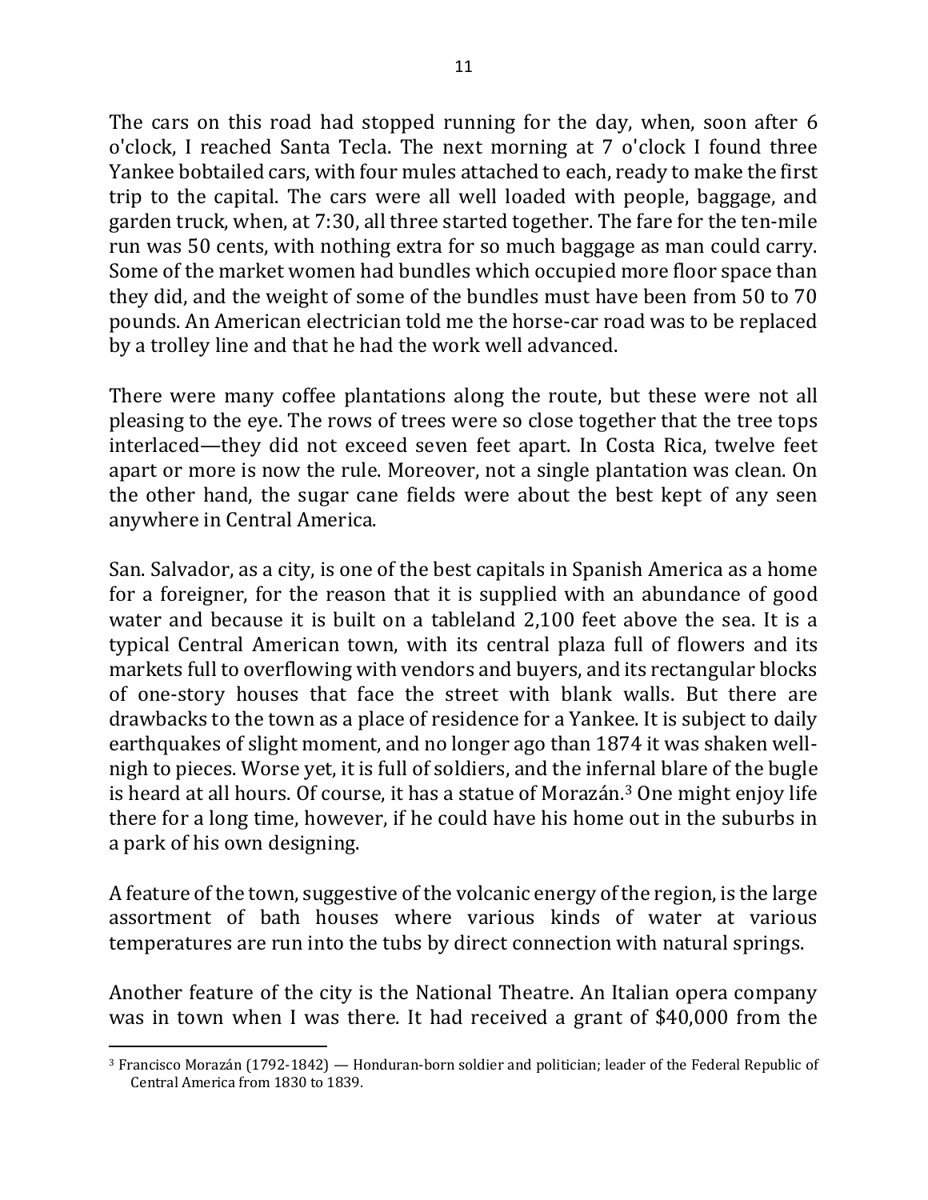The cars on this road had stopped running for the day, when, soon after 6 o'clock, I reached Santa Tecla. The next morning at 7 o'clock I found three Yankee bobtailed cars, with four mules attached to each, ready to make the first trip to the capital. The cars were all well loaded with people, baggage, and garden truck, when, at 7:30, all three started together. The fare for the ten-mile run was 50 cents, with nothing extra for so much baggage as man could carry. Some of the market women had bundles which occupied more floor space than they did, and the weight of some of the bundles must have been from 50 to 70 pounds. An American electrician told me the horse-car road was to be replaced by a trolley line and that he had the work well advanced.

There were many coffee plantations along the route, but these were not all pleasing to the eye. The rows of trees were so close together that the tree tops interlaced—they did not exceed seven feet apart. In Costa Rica, twelve feet apart or more is now the rule. Moreover, not a single plantation was clean. On the other hand, the sugar cane fields were about the best kept of any seen anywhere in Central America.

San. Salvador, as a city, is one of the best capitals in Spanish America as a home for a foreigner, for the reason that it is supplied with an abundance of good water and because it is built on a tableland 2,100 feet above the sea. It is a typical Central American town, with its central plaza full of flowers and its markets full to overflowing with vendors and buyers, and its rectangular blocks of one-story houses that face the street with blank walls. But there are drawbacks to the town as a place of residence for a Yankee. It is subject to daily earthquakes of slight moment, and no longer ago than 1874 it was shaken well-nigh to pieces. Worse yet, it is full of soldiers, and the infernal blare of the bugle is heard at all hours. Of course, it has a statue of Morazán.[3] One might enjoy life there for a long time, however, if he could have his home out in the suburbs in a park of his own designing.

A feature of the town, suggestive of the volcanic energy of the region, is the large assortment of bath houses where various kinds of water at various temperatures are run into the tubs by direct connection with natural springs.

Another feature of the city is the National Theatre. An Italian opera company was in town when I was there. It had received a grant of $40,000 from the

---

[3] Francisco Morazán (1792-1842) — Honduran-born soldier and politician; leader of the Federal Republic of Central America from 1830 to 1839.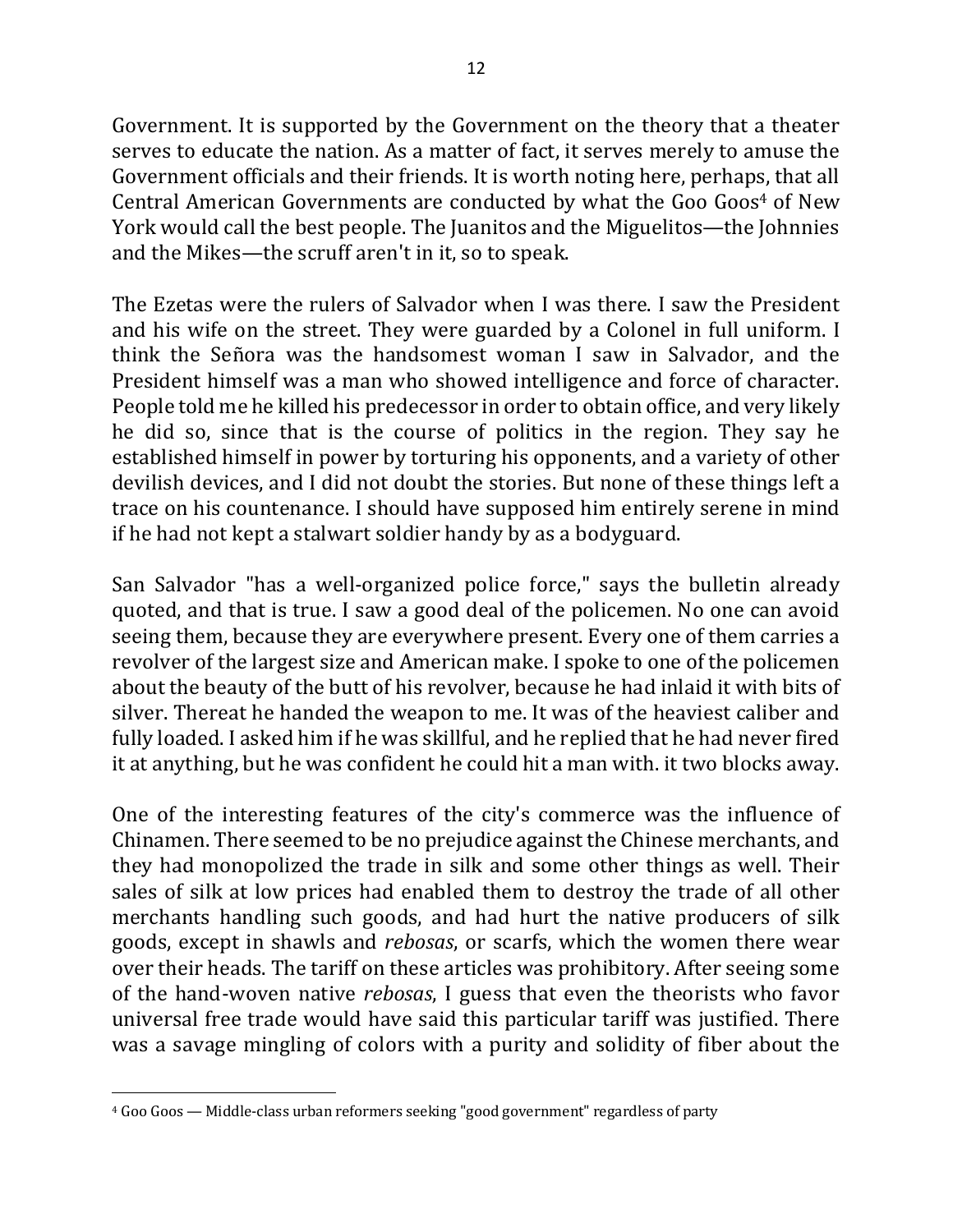Government. It is supported by the Government on the theory that a theater serves to educate the nation. As a matter of fact, it serves merely to amuse the Government officials and their friends. It is worth noting here, perhaps, that all Central American Governments are conducted by what the Goo Goos[4] of New York would call the best people. The Juanitos and the Miguelitos—the Johnnies and the Mikes—the scruff aren't in it, so to speak.

The Ezetas were the rulers of Salvador when I was there. I saw the President and his wife on the street. They were guarded by a Colonel in full uniform. I think the Señora was the handsomest woman I saw in Salvador, and the President himself was a man who showed intelligence and force of character. People told me he killed his predecessor in order to obtain office, and very likely he did so, since that is the course of politics in the region. They say he established himself in power by torturing his opponents, and a variety of other devilish devices, and I did not doubt the stories. But none of these things left a trace on his countenance. I should have supposed him entirely serene in mind if he had not kept a stalwart soldier handy by as a bodyguard.

San Salvador "has a well-organized police force," says the bulletin already quoted, and that is true. I saw a good deal of the policemen. No one can avoid seeing them, because they are everywhere present. Every one of them carries a revolver of the largest size and American make. I spoke to one of the policemen about the beauty of the butt of his revolver, because he had inlaid it with bits of silver. Thereat he handed the weapon to me. It was of the heaviest caliber and fully loaded. I asked him if he was skillful, and he replied that he had never fired it at anything, but he was confident he could hit a man with. it two blocks away.

One of the interesting features of the city's commerce was the influence of Chinamen. There seemed to be no prejudice against the Chinese merchants, and they had monopolized the trade in silk and some other things as well. Their sales of silk at low prices had enabled them to destroy the trade of all other merchants handling such goods, and had hurt the native producers of silk goods, except in shawls and *rebosas*, or scarfs, which the women there wear over their heads. The tariff on these articles was prohibitory. After seeing some of the hand-woven native *rebosas*, I guess that even the theorists who favor universal free trade would have said this particular tariff was justified. There was a savage mingling of colors with a purity and solidity of fiber about the

[4] Goo Goos — Middle-class urban reformers seeking "good government" regardless of party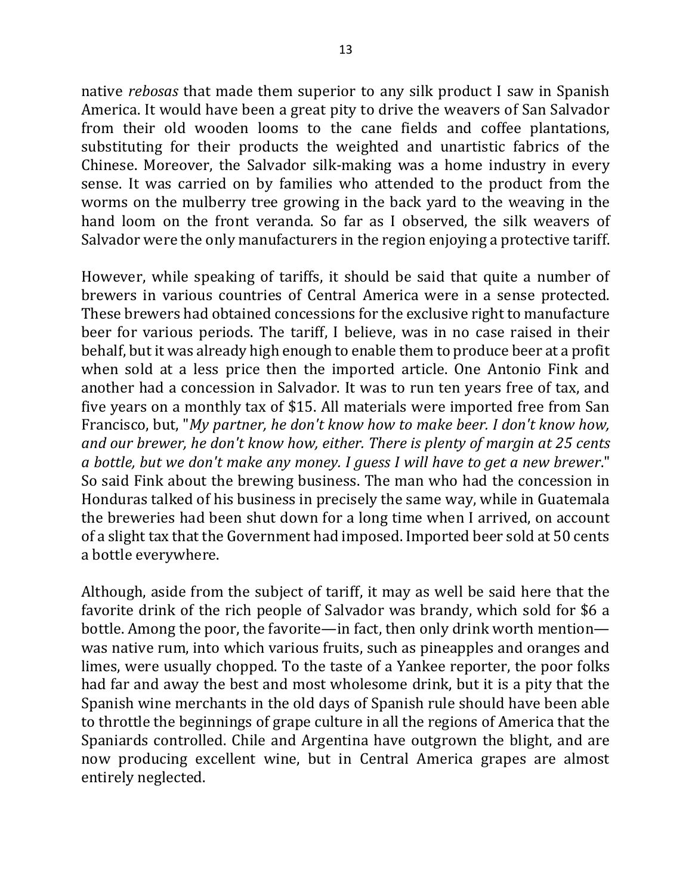native *rebosas* that made them superior to any silk product I saw in Spanish America. It would have been a great pity to drive the weavers of San Salvador from their old wooden looms to the cane fields and coffee plantations, substituting for their products the weighted and unartistic fabrics of the Chinese. Moreover, the Salvador silk-making was a home industry in every sense. It was carried on by families who attended to the product from the worms on the mulberry tree growing in the back yard to the weaving in the hand loom on the front veranda. So far as I observed, the silk weavers of Salvador were the only manufacturers in the region enjoying a protective tariff.

However, while speaking of tariffs, it should be said that quite a number of brewers in various countries of Central America were in a sense protected. These brewers had obtained concessions for the exclusive right to manufacture beer for various periods. The tariff, I believe, was in no case raised in their behalf, but it was already high enough to enable them to produce beer at a profit when sold at a less price then the imported article. One Antonio Fink and another had a concession in Salvador. It was to run ten years free of tax, and five years on a monthly tax of $15. All materials were imported free from San Francisco, but, "*My partner, he don't know how to make beer. I don't know how, and our brewer, he don't know how, either. There is plenty of margin at 25 cents a bottle, but we don't make any money. I guess I will have to get a new brewer*." So said Fink about the brewing business. The man who had the concession in Honduras talked of his business in precisely the same way, while in Guatemala the breweries had been shut down for a long time when I arrived, on account of a slight tax that the Government had imposed. Imported beer sold at 50 cents a bottle everywhere.

Although, aside from the subject of tariff, it may as well be said here that the favorite drink of the rich people of Salvador was brandy, which sold for $6 a bottle. Among the poor, the favorite—in fact, then only drink worth mention—was native rum, into which various fruits, such as pineapples and oranges and limes, were usually chopped. To the taste of a Yankee reporter, the poor folks had far and away the best and most wholesome drink, but it is a pity that the Spanish wine merchants in the old days of Spanish rule should have been able to throttle the beginnings of grape culture in all the regions of America that the Spaniards controlled. Chile and Argentina have outgrown the blight, and are now producing excellent wine, but in Central America grapes are almost entirely neglected.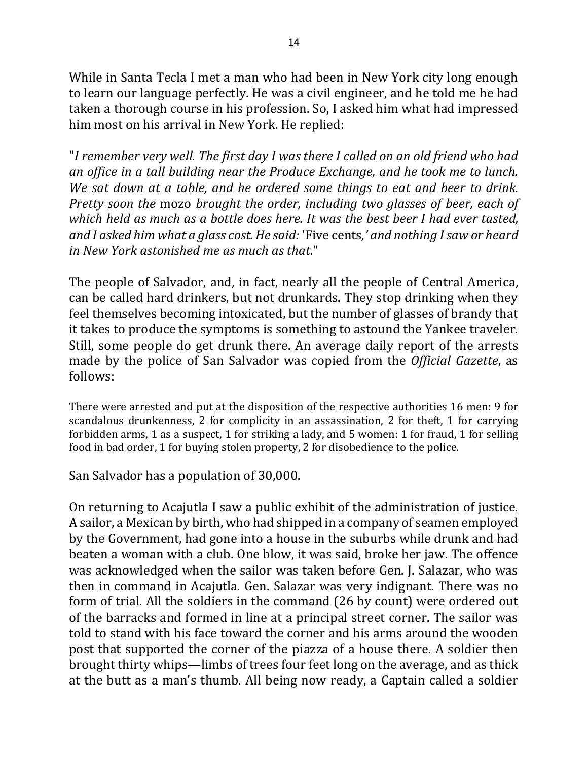While in Santa Tecla I met a man who had been in New York city long enough to learn our language perfectly. He was a civil engineer, and he told me he had taken a thorough course in his profession. So, I asked him what had impressed him most on his arrival in New York. He replied:

"*I remember very well. The first day I was there I called on an old friend who had an office in a tall building near the Produce Exchange, and he took me to lunch. We sat down at a table, and he ordered some things to eat and beer to drink. Pretty soon the* mozo *brought the order, including two glasses of beer, each of which held as much as a bottle does here. It was the best beer I had ever tasted, and I asked him what a glass cost. He said:* 'Five cents,*' and nothing I saw or heard in New York astonished me as much as that*."

The people of Salvador, and, in fact, nearly all the people of Central America, can be called hard drinkers, but not drunkards. They stop drinking when they feel themselves becoming intoxicated, but the number of glasses of brandy that it takes to produce the symptoms is something to astound the Yankee traveler. Still, some people do get drunk there. An average daily report of the arrests made by the police of San Salvador was copied from the *Official Gazette*, as follows:

There were arrested and put at the disposition of the respective authorities 16 men: 9 for scandalous drunkenness, 2 for complicity in an assassination, 2 for theft, 1 for carrying forbidden arms, 1 as a suspect, 1 for striking a lady, and 5 women: 1 for fraud, 1 for selling food in bad order, 1 for buying stolen property, 2 for disobedience to the police.

San Salvador has a population of 30,000.

On returning to Acajutla I saw a public exhibit of the administration of justice. A sailor, a Mexican by birth, who had shipped in a company of seamen employed by the Government, had gone into a house in the suburbs while drunk and had beaten a woman with a club. One blow, it was said, broke her jaw. The offence was acknowledged when the sailor was taken before Gen. J. Salazar, who was then in command in Acajutla. Gen. Salazar was very indignant. There was no form of trial. All the soldiers in the command (26 by count) were ordered out of the barracks and formed in line at a principal street corner. The sailor was told to stand with his face toward the corner and his arms around the wooden post that supported the corner of the piazza of a house there. A soldier then brought thirty whips—limbs of trees four feet long on the average, and as thick at the butt as a man's thumb. All being now ready, a Captain called a soldier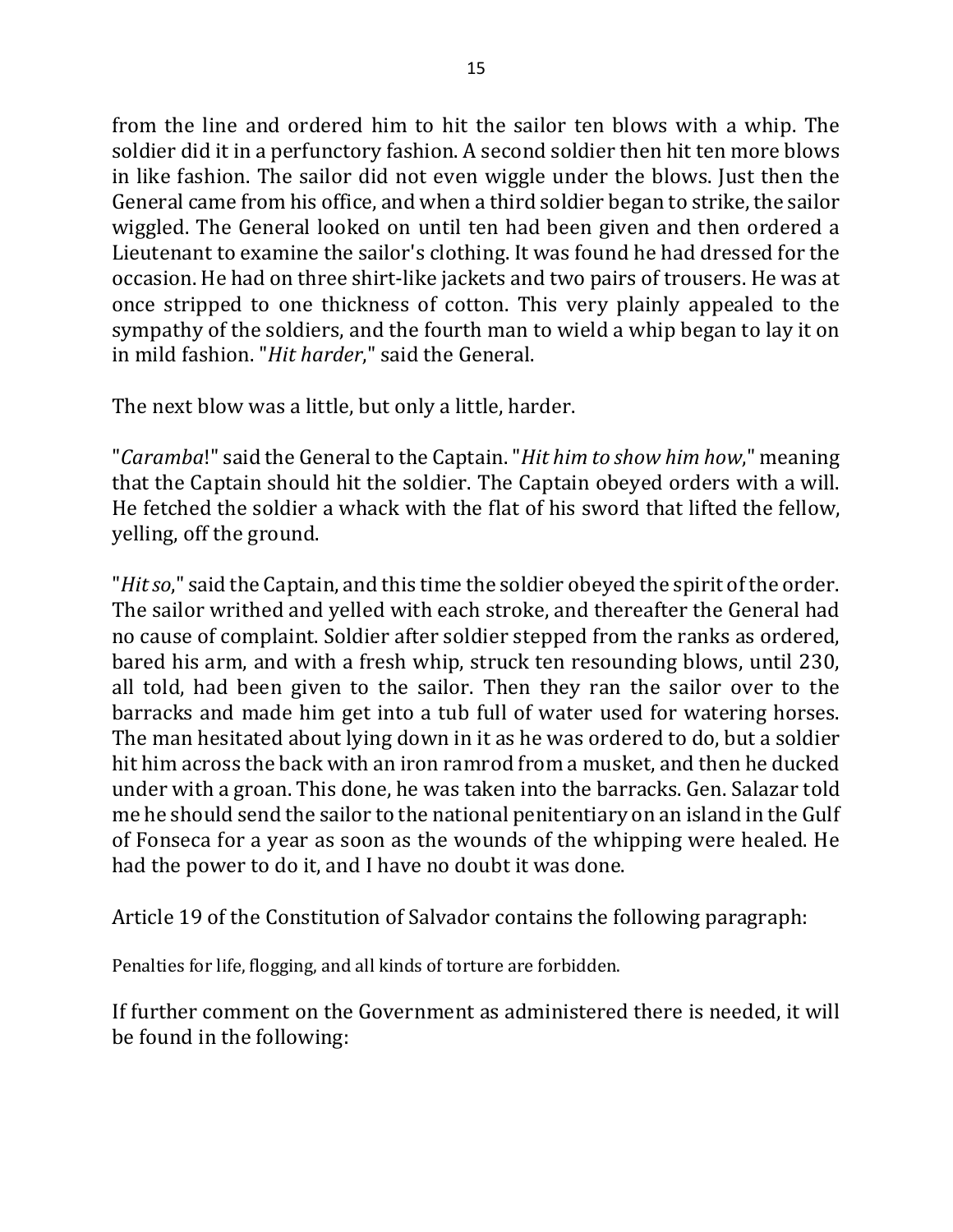from the line and ordered him to hit the sailor ten blows with a whip. The soldier did it in a perfunctory fashion. A second soldier then hit ten more blows in like fashion. The sailor did not even wiggle under the blows. Just then the General came from his office, and when a third soldier began to strike, the sailor wiggled. The General looked on until ten had been given and then ordered a Lieutenant to examine the sailor's clothing. It was found he had dressed for the occasion. He had on three shirt-like jackets and two pairs of trousers. He was at once stripped to one thickness of cotton. This very plainly appealed to the sympathy of the soldiers, and the fourth man to wield a whip began to lay it on in mild fashion. "*Hit harder*," said the General.

The next blow was a little, but only a little, harder.

"*Caramba*!" said the General to the Captain. "*Hit him to show him how*," meaning that the Captain should hit the soldier. The Captain obeyed orders with a will. He fetched the soldier a whack with the flat of his sword that lifted the fellow, yelling, off the ground.

"*Hit so*," said the Captain, and this time the soldier obeyed the spirit of the order. The sailor writhed and yelled with each stroke, and thereafter the General had no cause of complaint. Soldier after soldier stepped from the ranks as ordered, bared his arm, and with a fresh whip, struck ten resounding blows, until 230, all told, had been given to the sailor. Then they ran the sailor over to the barracks and made him get into a tub full of water used for watering horses. The man hesitated about lying down in it as he was ordered to do, but a soldier hit him across the back with an iron ramrod from a musket, and then he ducked under with a groan. This done, he was taken into the barracks. Gen. Salazar told me he should send the sailor to the national penitentiary on an island in the Gulf of Fonseca for a year as soon as the wounds of the whipping were healed. He had the power to do it, and I have no doubt it was done.

Article 19 of the Constitution of Salvador contains the following paragraph:

Penalties for life, flogging, and all kinds of torture are forbidden.

If further comment on the Government as administered there is needed, it will be found in the following: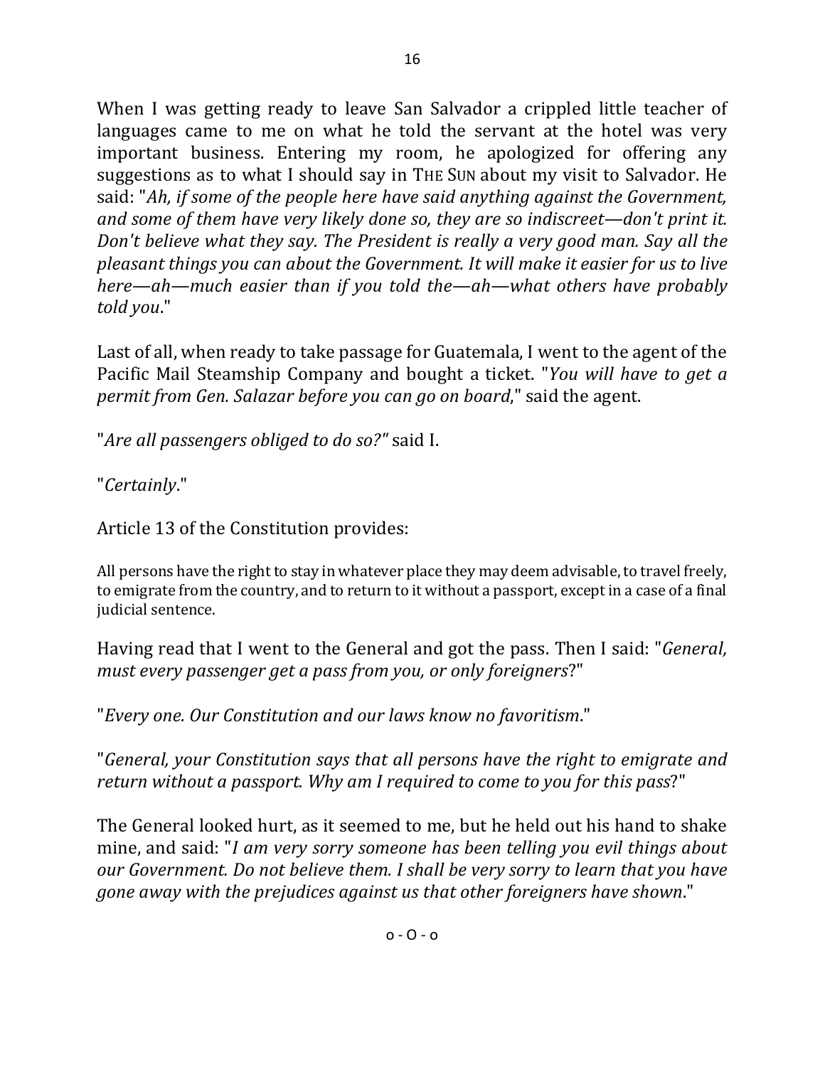When I was getting ready to leave San Salvador a crippled little teacher of languages came to me on what he told the servant at the hotel was very important business. Entering my room, he apologized for offering any suggestions as to what I should say in THE SUN about my visit to Salvador. He said: "*Ah, if some of the people here have said anything against the Government, and some of them have very likely done so, they are so indiscreet—don't print it. Don't believe what they say. The President is really a very good man. Say all the pleasant things you can about the Government. It will make it easier for us to live here—ah—much easier than if you told the—ah—what others have probably told you*."

Last of all, when ready to take passage for Guatemala, I went to the agent of the Pacific Mail Steamship Company and bought a ticket. "*You will have to get a permit from Gen. Salazar before you can go on board*," said the agent.

"*Are all passengers obliged to do so?*" said I.

"*Certainly*."

Article 13 of the Constitution provides:

> All persons have the right to stay in whatever place they may deem advisable, to travel freely, to emigrate from the country, and to return to it without a passport, except in a case of a final judicial sentence.

Having read that I went to the General and got the pass. Then I said: "*General, must every passenger get a pass from you, or only foreigners*?"

"*Every one. Our Constitution and our laws know no favoritism*."

"*General, your Constitution says that all persons have the right to emigrate and return without a passport. Why am I required to come to you for this pass*?"

The General looked hurt, as it seemed to me, but he held out his hand to shake mine, and said: "*I am very sorry someone has been telling you evil things about our Government. Do not believe them. I shall be very sorry to learn that you have gone away with the prejudices against us that other foreigners have shown*."

o - O - o